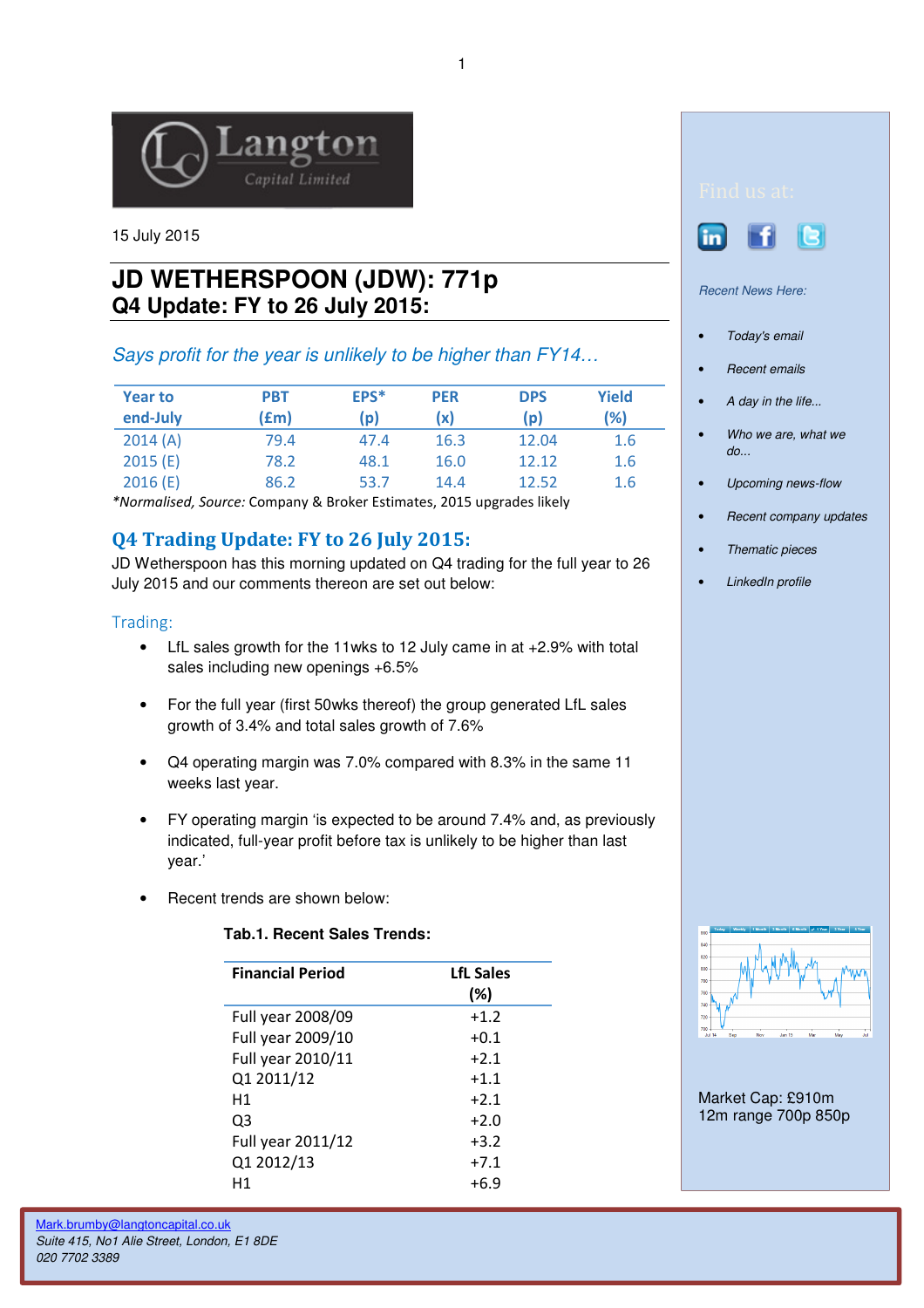15 July 2015

# JD WETHERSPOON (JDW): 771p
## Q4 Update: FY to 26 July 2015:

*Says profit for the year is unlikely to be higher than FY14…*

| Year to end-July | PBT (£m) | EPS* (p) | PER (x) | DPS (p) | Yield (%) |
|---|---|---|---|---|---|
| 2014 (A) | 79.4 | 47.4 | 16.3 | 12.04 | 1.6 |
| 2015 (E) | 78.2 | 48.1 | 16.0 | 12.12 | 1.6 |
| 2016 (E) | 86.2 | 53.7 | 14.4 | 12.52 | 1.6 |

*Normalised, *Source:* Company & Broker Estimates, 2015 upgrades likely

## Q4 Trading Update: FY to 26 July 2015:

JD Wetherspoon has this morning updated on Q4 trading for the full year to 26 July 2015 and our comments thereon are set out below:

### Trading:

- LfL sales growth for the 11wks to 12 July came in at +2.9% with total sales including new openings +6.5%
- For the full year (first 50wks thereof) the group generated LfL sales growth of 3.4% and total sales growth of 7.6%
- Q4 operating margin was 7.0% compared with 8.3% in the same 11 weeks last year.
- FY operating margin 'is expected to be around 7.4% and, as previously indicated, full-year profit before tax is unlikely to be higher than last year.'
- Recent trends are shown below:

**Tab.1. Recent Sales Trends:**

| Financial Period | LfL Sales (%) |
|---|---|
| Full year 2008/09 | +1.2 |
| Full year 2009/10 | +0.1 |
| Full year 2010/11 | +2.1 |
| Q1 2011/12 | +1.1 |
| H1 | +2.1 |
| Q3 | +2.0 |
| Full year 2011/12 | +3.2 |
| Q1 2012/13 | +7.1 |
| H1 | +6.9 |

Find us at:

*Recent News Here:*

- *Today's email*
- *Recent emails*
- *A day in the life...*
- *Who we are, what we do...*
- *Upcoming news-flow*
- *Recent company updates*
- *Thematic pieces*
- *LinkedIn profile*

Market Cap: £910m
12m range 700p 850p

Mark.brumby@langtoncapital.co.uk
*Suite 415, No1 Alie Street, London, E1 8DE*
*020 7702 3389*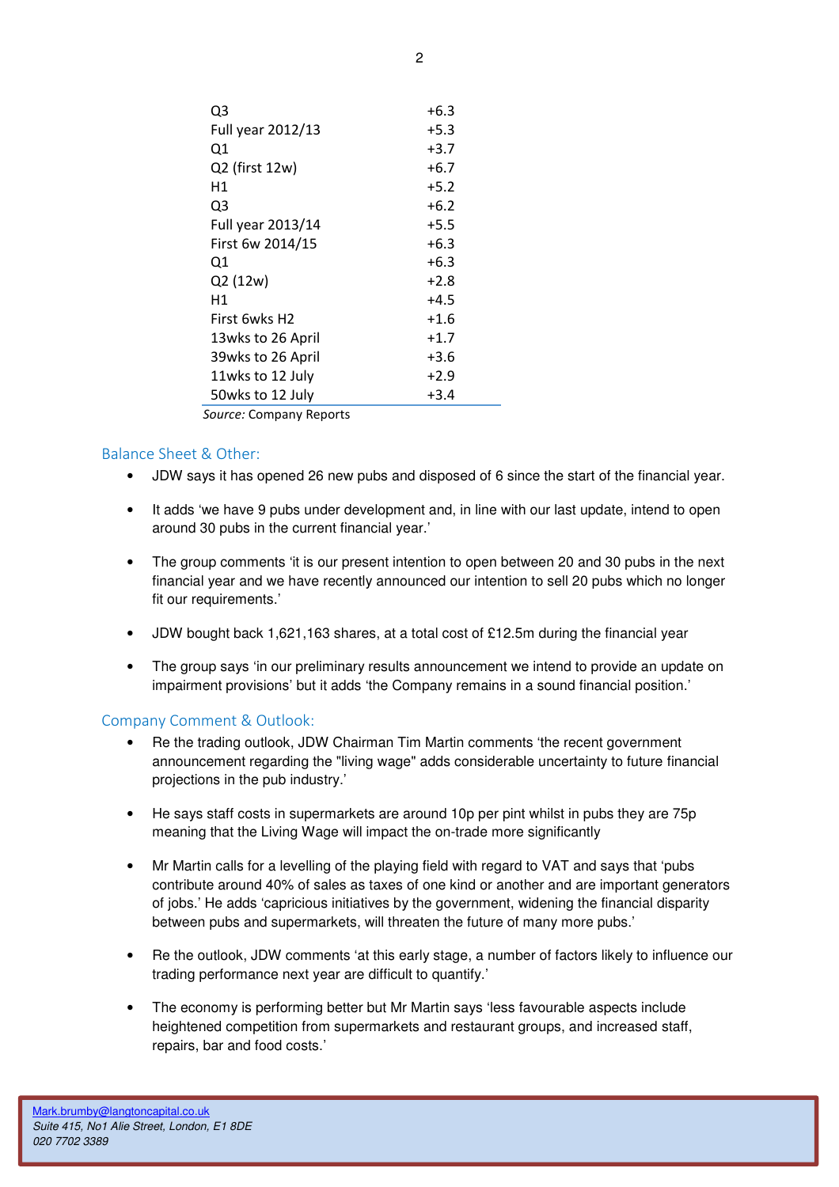| | |
|---|---|
| Q3 | +6.3 |
| Full year 2012/13 | +5.3 |
| Q1 | +3.7 |
| Q2 (first 12w) | +6.7 |
| H1 | +5.2 |
| Q3 | +6.2 |
| Full year 2013/14 | +5.5 |
| First 6w 2014/15 | +6.3 |
| Q1 | +6.3 |
| Q2 (12w) | +2.8 |
| H1 | +4.5 |
| First 6wks H2 | +1.6 |
| 13wks to 26 April | +1.7 |
| 39wks to 26 April | +3.6 |
| 11wks to 12 July | +2.9 |
| 50wks to 12 July | +3.4 |

*Source:* Company Reports

## Balance Sheet & Other:

- JDW says it has opened 26 new pubs and disposed of 6 since the start of the financial year.
- It adds 'we have 9 pubs under development and, in line with our last update, intend to open around 30 pubs in the current financial year.'
- The group comments 'it is our present intention to open between 20 and 30 pubs in the next financial year and we have recently announced our intention to sell 20 pubs which no longer fit our requirements.'
- JDW bought back 1,621,163 shares, at a total cost of £12.5m during the financial year
- The group says 'in our preliminary results announcement we intend to provide an update on impairment provisions' but it adds 'the Company remains in a sound financial position.'

## Company Comment & Outlook:

- Re the trading outlook, JDW Chairman Tim Martin comments 'the recent government announcement regarding the "living wage" adds considerable uncertainty to future financial projections in the pub industry.'
- He says staff costs in supermarkets are around 10p per pint whilst in pubs they are 75p meaning that the Living Wage will impact the on-trade more significantly
- Mr Martin calls for a levelling of the playing field with regard to VAT and says that 'pubs contribute around 40% of sales as taxes of one kind or another and are important generators of jobs.' He adds 'capricious initiatives by the government, widening the financial disparity between pubs and supermarkets, will threaten the future of many more pubs.'
- Re the outlook, JDW comments 'at this early stage, a number of factors likely to influence our trading performance next year are difficult to quantify.'
- The economy is performing better but Mr Martin says 'less favourable aspects include heightened competition from supermarkets and restaurant groups, and increased staff, repairs, bar and food costs.'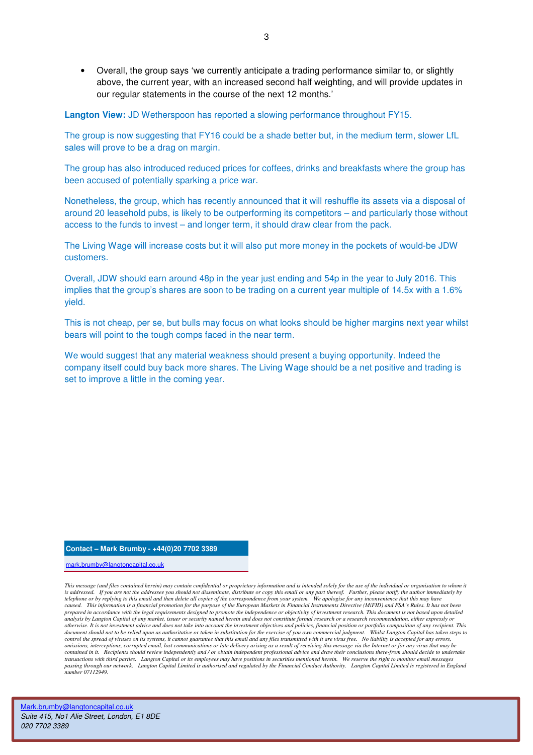- Overall, the group says 'we currently anticipate a trading performance similar to, or slightly above, the current year, with an increased second half weighting, and will provide updates in our regular statements in the course of the next 12 months.'

**Langton View:** JD Wetherspoon has reported a slowing performance throughout FY15.

The group is now suggesting that FY16 could be a shade better but, in the medium term, slower LfL sales will prove to be a drag on margin.

The group has also introduced reduced prices for coffees, drinks and breakfasts where the group has been accused of potentially sparking a price war.

Nonetheless, the group, which has recently announced that it will reshuffle its assets via a disposal of around 20 leasehold pubs, is likely to be outperforming its competitors – and particularly those without access to the funds to invest – and longer term, it should draw clear from the pack.

The Living Wage will increase costs but it will also put more money in the pockets of would-be JDW customers.

Overall, JDW should earn around 48p in the year just ending and 54p in the year to July 2016. This implies that the group's shares are soon to be trading on a current year multiple of 14.5x with a 1.6% yield.

This is not cheap, per se, but bulls may focus on what looks should be higher margins next year whilst bears will point to the tough comps faced in the near term.

We would suggest that any material weakness should present a buying opportunity. Indeed the company itself could buy back more shares. The Living Wage should be a net positive and trading is set to improve a little in the coming year.

**Contact – Mark Brumby - +44(0)20 7702 3389**

mark.brumby@langtoncapital.co.uk

*This message (and files contained herein) may contain confidential or proprietary information and is intended solely for the use of the individual or organisation to whom it is addressed. If you are not the addressee you should not disseminate, distribute or copy this email or any part thereof. Further, please notify the author immediately by telephone or by replying to this email and then delete all copies of the correspondence from your system. We apologise for any inconvenience that this may have caused. This information is a financial promotion for the purpose of the European Markets in Financial Instruments Directive (MiFID) and FSA's Rules. It has not been prepared in accordance with the legal requirements designed to promote the independence or objectivity of investment research. This document is not based upon detailed analysis by Langton Capital of any market, issuer or security named herein and does not constitute formal research or a research recommendation, either expressly or otherwise. It is not investment advice and does not take into account the investment objectives and policies, financial position or portfolio composition of any recipient. This document should not to be relied upon as authoritative or taken in substitution for the exercise of you own commercial judgment. Whilst Langton Capital has taken steps to control the spread of viruses on its systems, it cannot guarantee that this email and any files transmitted with it are virus free. No liability is accepted for any errors, omissions, interceptions, corrupted email, lost communications or late delivery arising as a result of receiving this message via the Internet or for any virus that may be contained in it. Recipients should review independently and / or obtain independent professional advice and draw their conclusions there-from should decide to undertake transactions with third parties. Langton Capital or its employees may have positions in securities mentioned herein. We reserve the right to monitor email messages passing through our network. Langton Capital Limited is authorised and regulated by the Financial Conduct Authority. Langton Capital Limited is registered in England number 07112949.*

Mark.brumby@langtoncapital.co.uk
*Suite 415, No1 Alie Street, London, E1 8DE*
*020 7702 3389*